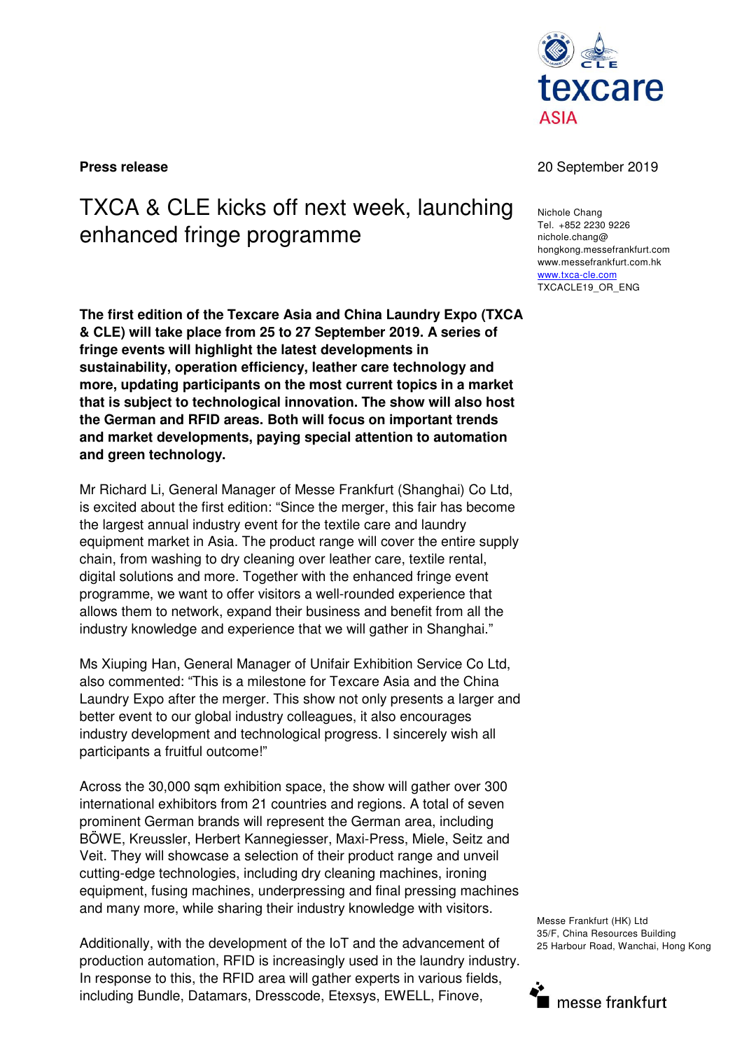**Press release**

20 September 2019

# TXCA & CLE kicks off next week, launching enhanced fringe programme

Nichole Chang
Tel. +852 2230 9226
nichole.chang@
hongkong.messefrankfurt.com
www.messefrankfurt.com.hk
www.txca-cle.com
TXCACLE19_OR_ENG

**The first edition of the Texcare Asia and China Laundry Expo (TXCA & CLE) will take place from 25 to 27 September 2019. A series of fringe events will highlight the latest developments in sustainability, operation efficiency, leather care technology and more, updating participants on the most current topics in a market that is subject to technological innovation. The show will also host the German and RFID areas. Both will focus on important trends and market developments, paying special attention to automation and green technology.**

Mr Richard Li, General Manager of Messe Frankfurt (Shanghai) Co Ltd, is excited about the first edition: "Since the merger, this fair has become the largest annual industry event for the textile care and laundry equipment market in Asia. The product range will cover the entire supply chain, from washing to dry cleaning over leather care, textile rental, digital solutions and more. Together with the enhanced fringe event programme, we want to offer visitors a well-rounded experience that allows them to network, expand their business and benefit from all the industry knowledge and experience that we will gather in Shanghai."

Ms Xiuping Han, General Manager of Unifair Exhibition Service Co Ltd, also commented: "This is a milestone for Texcare Asia and the China Laundry Expo after the merger. This show not only presents a larger and better event to our global industry colleagues, it also encourages industry development and technological progress. I sincerely wish all participants a fruitful outcome!"

Across the 30,000 sqm exhibition space, the show will gather over 300 international exhibitors from 21 countries and regions. A total of seven prominent German brands will represent the German area, including BÖWE, Kreussler, Herbert Kannegiesser, Maxi-Press, Miele, Seitz and Veit. They will showcase a selection of their product range and unveil cutting-edge technologies, including dry cleaning machines, ironing equipment, fusing machines, underpressing and final pressing machines and many more, while sharing their industry knowledge with visitors.

Additionally, with the development of the IoT and the advancement of production automation, RFID is increasingly used in the laundry industry. In response to this, the RFID area will gather experts in various fields, including Bundle, Datamars, Dresscode, Etexsys, EWELL, Finove,

Messe Frankfurt (HK) Ltd
35/F, China Resources Building
25 Harbour Road, Wanchai, Hong Kong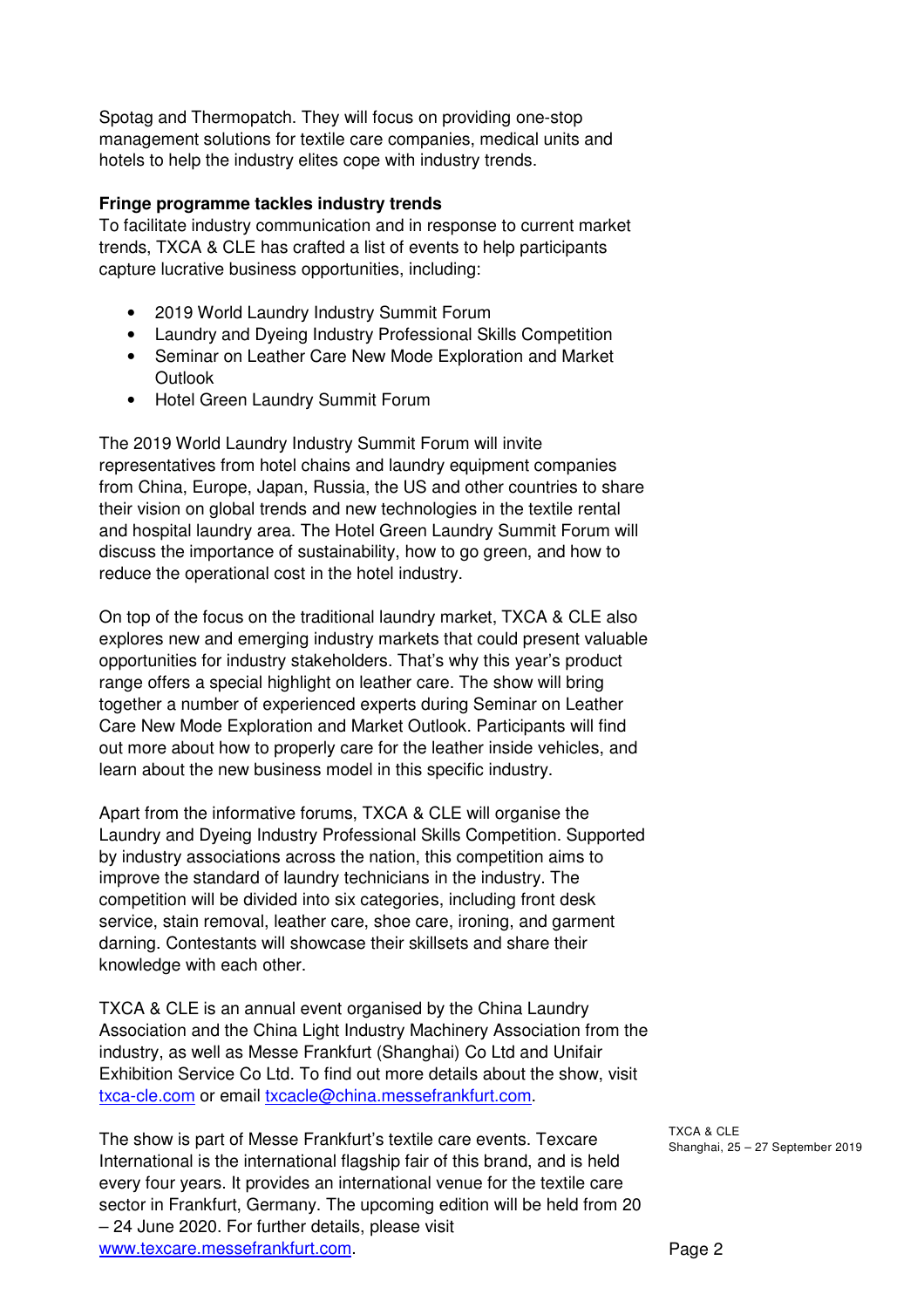Spotag and Thermopatch. They will focus on providing one-stop management solutions for textile care companies, medical units and hotels to help the industry elites cope with industry trends.

**Fringe programme tackles industry trends**

To facilitate industry communication and in response to current market trends, TXCA & CLE has crafted a list of events to help participants capture lucrative business opportunities, including:

- 2019 World Laundry Industry Summit Forum
- Laundry and Dyeing Industry Professional Skills Competition
- Seminar on Leather Care New Mode Exploration and Market Outlook
- Hotel Green Laundry Summit Forum

The 2019 World Laundry Industry Summit Forum will invite representatives from hotel chains and laundry equipment companies from China, Europe, Japan, Russia, the US and other countries to share their vision on global trends and new technologies in the textile rental and hospital laundry area. The Hotel Green Laundry Summit Forum will discuss the importance of sustainability, how to go green, and how to reduce the operational cost in the hotel industry.

On top of the focus on the traditional laundry market, TXCA & CLE also explores new and emerging industry markets that could present valuable opportunities for industry stakeholders. That's why this year's product range offers a special highlight on leather care. The show will bring together a number of experienced experts during Seminar on Leather Care New Mode Exploration and Market Outlook. Participants will find out more about how to properly care for the leather inside vehicles, and learn about the new business model in this specific industry.

Apart from the informative forums, TXCA & CLE will organise the Laundry and Dyeing Industry Professional Skills Competition. Supported by industry associations across the nation, this competition aims to improve the standard of laundry technicians in the industry. The competition will be divided into six categories, including front desk service, stain removal, leather care, shoe care, ironing, and garment darning. Contestants will showcase their skillsets and share their knowledge with each other.

TXCA & CLE is an annual event organised by the China Laundry Association and the China Light Industry Machinery Association from the industry, as well as Messe Frankfurt (Shanghai) Co Ltd and Unifair Exhibition Service Co Ltd. To find out more details about the show, visit [txca-cle.com](txca-cle.com) or email [txcacle@china.messefrankfurt.com](mailto:txcacle@china.messefrankfurt.com).

The show is part of Messe Frankfurt's textile care events. Texcare International is the international flagship fair of this brand, and is held every four years. It provides an international venue for the textile care sector in Frankfurt, Germany. The upcoming edition will be held from 20 – 24 June 2020. For further details, please visit [www.texcare.messefrankfurt.com](www.texcare.messefrankfurt.com).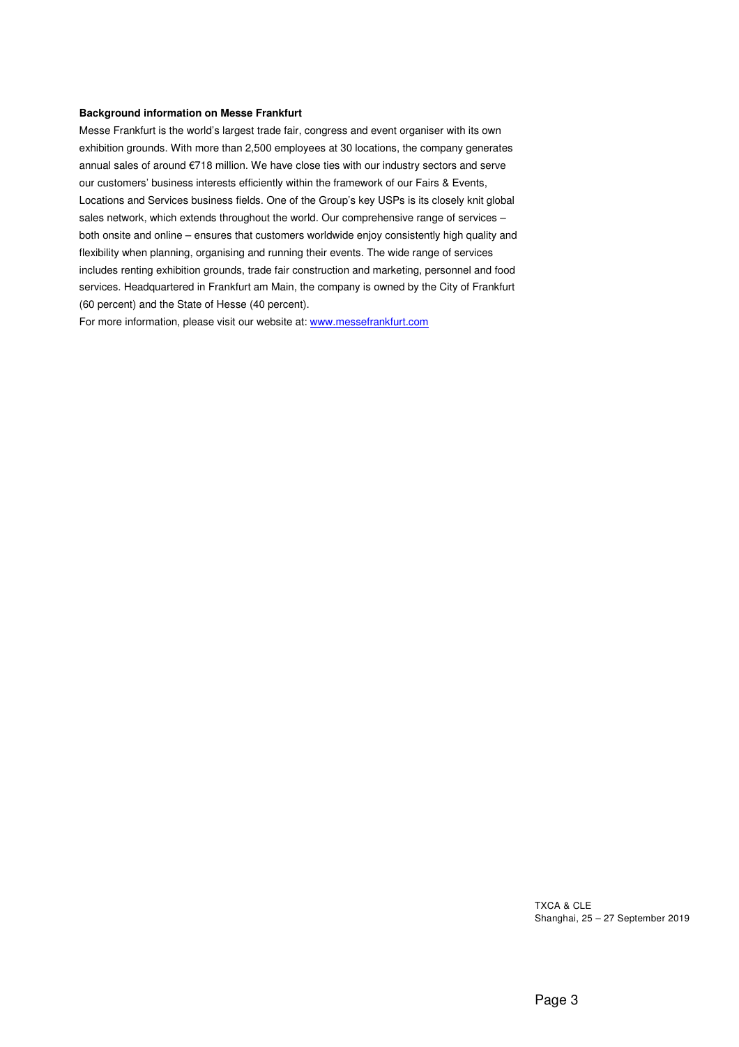**Background information on Messe Frankfurt**

Messe Frankfurt is the world's largest trade fair, congress and event organiser with its own exhibition grounds. With more than 2,500 employees at 30 locations, the company generates annual sales of around €718 million. We have close ties with our industry sectors and serve our customers' business interests efficiently within the framework of our Fairs & Events, Locations and Services business fields. One of the Group's key USPs is its closely knit global sales network, which extends throughout the world. Our comprehensive range of services – both onsite and online – ensures that customers worldwide enjoy consistently high quality and flexibility when planning, organising and running their events. The wide range of services includes renting exhibition grounds, trade fair construction and marketing, personnel and food services. Headquartered in Frankfurt am Main, the company is owned by the City of Frankfurt (60 percent) and the State of Hesse (40 percent).

For more information, please visit our website at: www.messefrankfurt.com